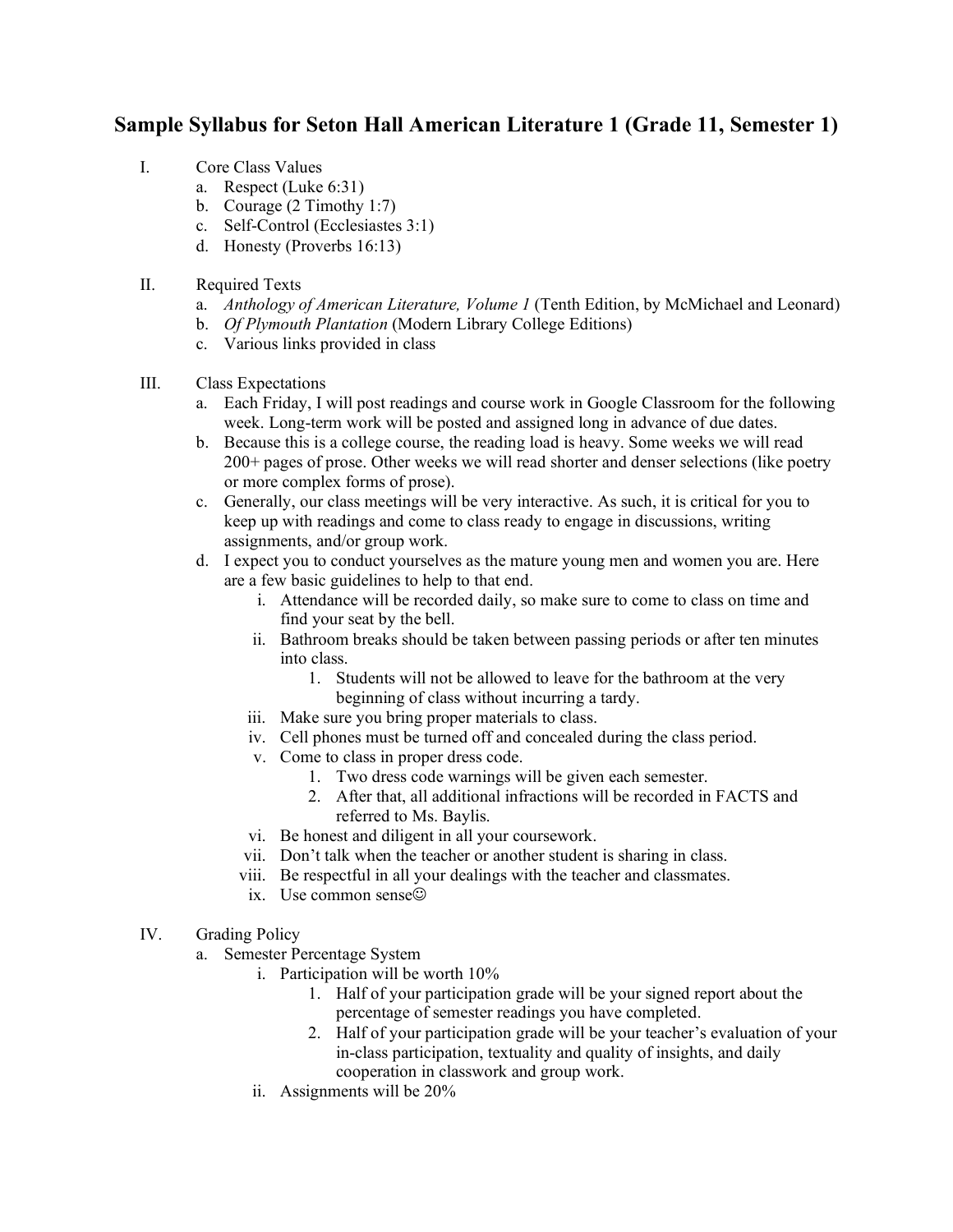# Sample Syllabus for Seton Hall American Literature 1 (Grade 11, Semester 1)

I. Core Class Values
   a. Respect (Luke 6:31)
   b. Courage (2 Timothy 1:7)
   c. Self-Control (Ecclesiastes 3:1)
   d. Honesty (Proverbs 16:13)

II. Required Texts
   a. *Anthology of American Literature, Volume 1* (Tenth Edition, by McMichael and Leonard)
   b. *Of Plymouth Plantation* (Modern Library College Editions)
   c. Various links provided in class

III. Class Expectations
   a. Each Friday, I will post readings and course work in Google Classroom for the following week. Long-term work will be posted and assigned long in advance of due dates.
   b. Because this is a college course, the reading load is heavy. Some weeks we will read 200+ pages of prose. Other weeks we will read shorter and denser selections (like poetry or more complex forms of prose).
   c. Generally, our class meetings will be very interactive. As such, it is critical for you to keep up with readings and come to class ready to engage in discussions, writing assignments, and/or group work.
   d. I expect you to conduct yourselves as the mature young men and women you are. Here are a few basic guidelines to help to that end.
      i. Attendance will be recorded daily, so make sure to come to class on time and find your seat by the bell.
      ii. Bathroom breaks should be taken between passing periods or after ten minutes into class.
         1. Students will not be allowed to leave for the bathroom at the very beginning of class without incurring a tardy.
      iii. Make sure you bring proper materials to class.
      iv. Cell phones must be turned off and concealed during the class period.
      v. Come to class in proper dress code.
         1. Two dress code warnings will be given each semester.
         2. After that, all additional infractions will be recorded in FACTS and referred to Ms. Baylis.
      vi. Be honest and diligent in all your coursework.
      vii. Don't talk when the teacher or another student is sharing in class.
      viii. Be respectful in all your dealings with the teacher and classmates.
      ix. Use common sense☺

IV. Grading Policy
   a. Semester Percentage System
      i. Participation will be worth 10%
         1. Half of your participation grade will be your signed report about the percentage of semester readings you have completed.
         2. Half of your participation grade will be your teacher's evaluation of your in-class participation, textuality and quality of insights, and daily cooperation in classwork and group work.
      ii. Assignments will be 20%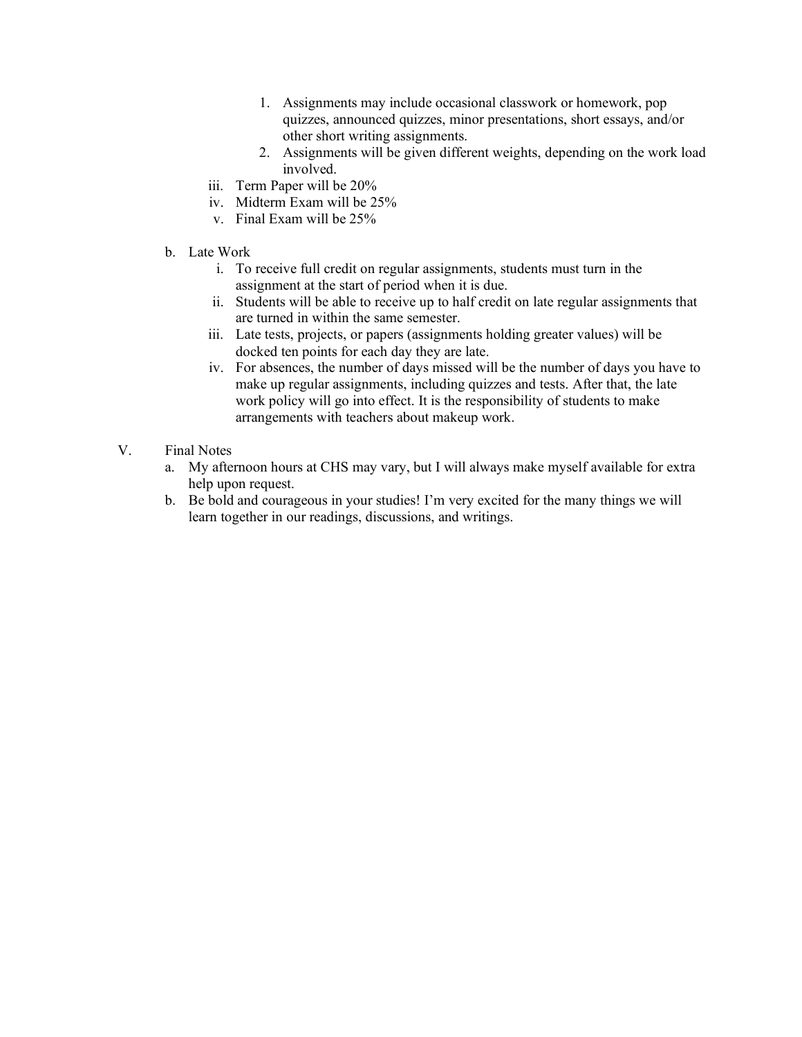1. Assignments may include occasional classwork or homework, pop quizzes, announced quizzes, minor presentations, short essays, and/or other short writing assignments.
2. Assignments will be given different weights, depending on the work load involved.

iii. Term Paper will be 20%

iv. Midterm Exam will be 25%

v. Final Exam will be 25%

b. Late Work

i. To receive full credit on regular assignments, students must turn in the assignment at the start of period when it is due.

ii. Students will be able to receive up to half credit on late regular assignments that are turned in within the same semester.

iii. Late tests, projects, or papers (assignments holding greater values) will be docked ten points for each day they are late.

iv. For absences, the number of days missed will be the number of days you have to make up regular assignments, including quizzes and tests. After that, the late work policy will go into effect. It is the responsibility of students to make arrangements with teachers about makeup work.

V. Final Notes

a. My afternoon hours at CHS may vary, but I will always make myself available for extra help upon request.

b. Be bold and courageous in your studies! I'm very excited for the many things we will learn together in our readings, discussions, and writings.